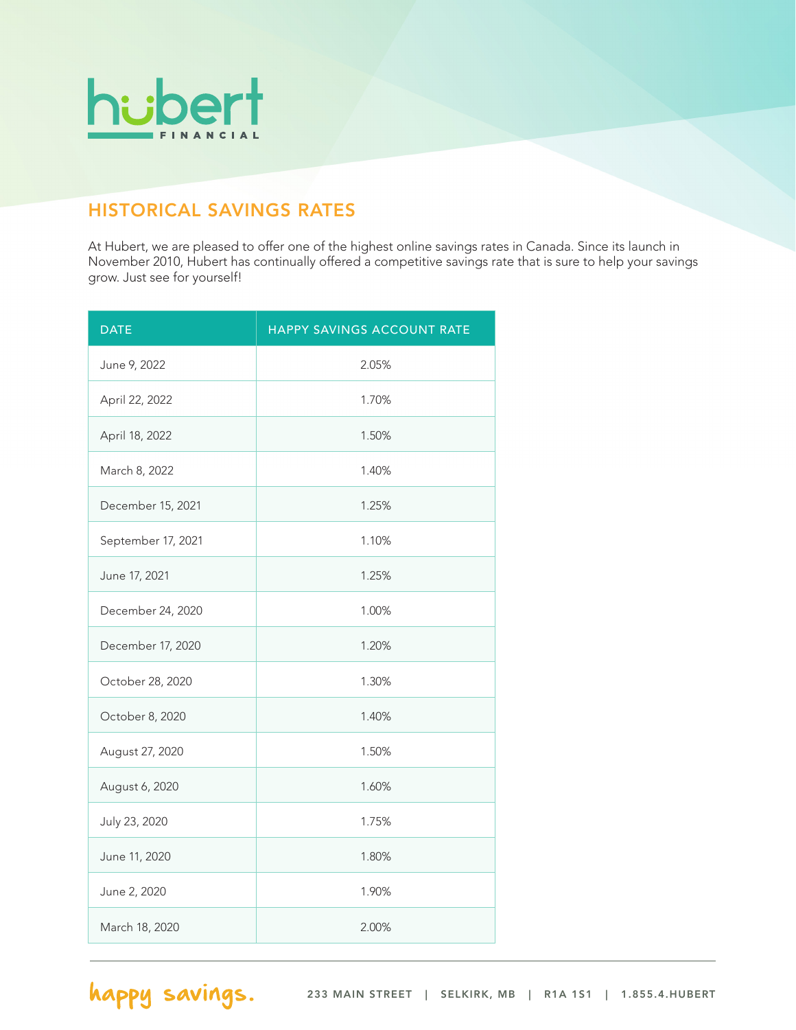# hubert FINANCIAL

## HISTORICAL SAVINGS RATES

At Hubert, we are pleased to offer one of the highest online savings rates in Canada. Since its launch in November 2010, Hubert has continually offered a competitive savings rate that is sure to help your savings grow. Just see for yourself!

| DATE | HAPPY SAVINGS ACCOUNT RATE |
|---|---|
| June 9, 2022 | 2.05% |
| April 22, 2022 | 1.70% |
| April 18, 2022 | 1.50% |
| March 8, 2022 | 1.40% |
| December 15, 2021 | 1.25% |
| September 17, 2021 | 1.10% |
| June 17, 2021 | 1.25% |
| December 24, 2020 | 1.00% |
| December 17, 2020 | 1.20% |
| October 28, 2020 | 1.30% |
| October 8, 2020 | 1.40% |
| August 27, 2020 | 1.50% |
| August 6, 2020 | 1.60% |
| July 23, 2020 | 1.75% |
| June 11, 2020 | 1.80% |
| June 2, 2020 | 1.90% |
| March 18, 2020 | 2.00% |

happy savings. 233 MAIN STREET | SELKIRK, MB | R1A 1S1 | 1.855.4.HUBERT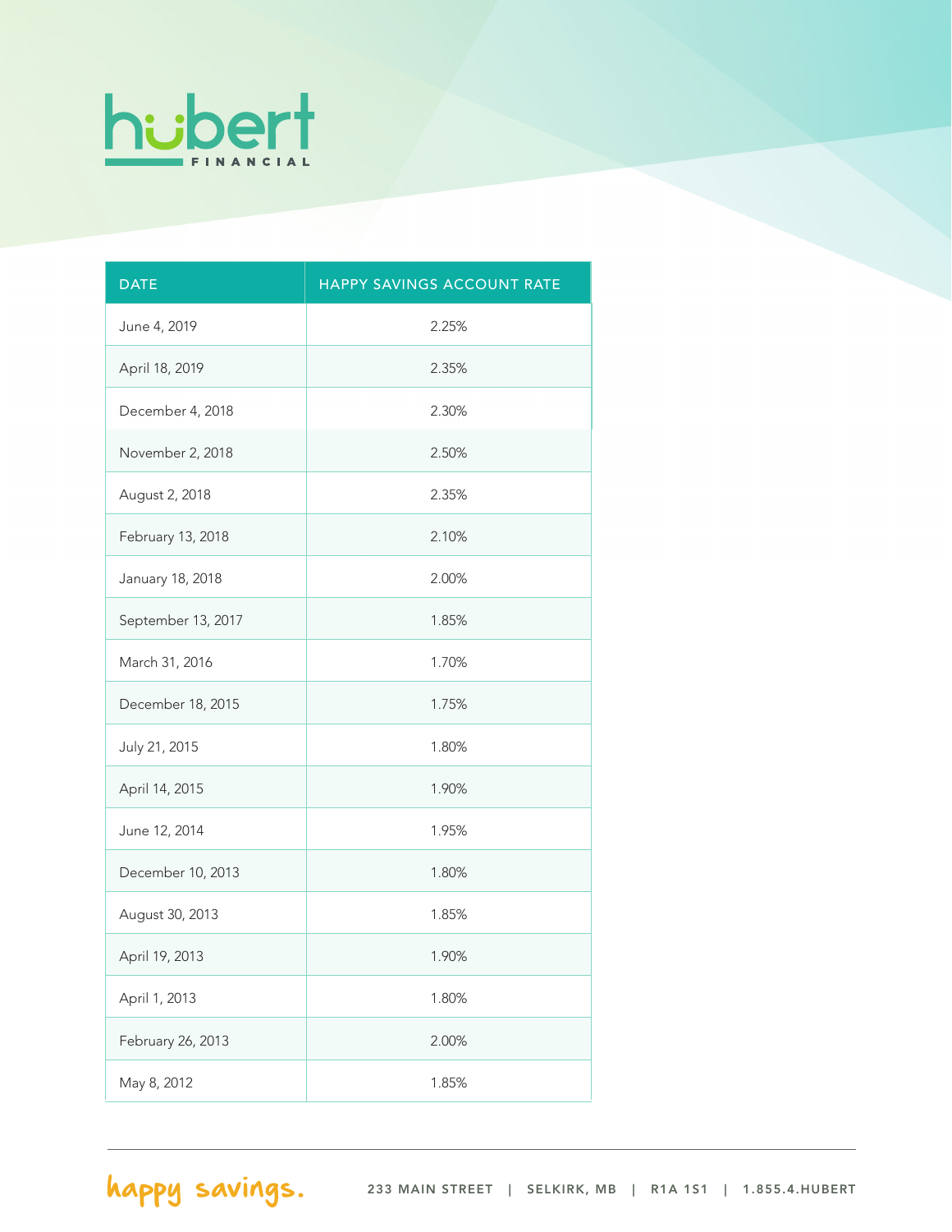# hubert FINANCIAL

| DATE | HAPPY SAVINGS ACCOUNT RATE |
|---|---|
| June 4, 2019 | 2.25% |
| April 18, 2019 | 2.35% |
| December 4, 2018 | 2.30% |
| November 2, 2018 | 2.50% |
| August 2, 2018 | 2.35% |
| February 13, 2018 | 2.10% |
| January 18, 2018 | 2.00% |
| September 13, 2017 | 1.85% |
| March 31, 2016 | 1.70% |
| December 18, 2015 | 1.75% |
| July 21, 2015 | 1.80% |
| April 14, 2015 | 1.90% |
| June 12, 2014 | 1.95% |
| December 10, 2013 | 1.80% |
| August 30, 2013 | 1.85% |
| April 19, 2013 | 1.90% |
| April 1, 2013 | 1.80% |
| February 26, 2013 | 2.00% |
| May 8, 2012 | 1.85% |

happy savings. 233 MAIN STREET | SELKIRK, MB | R1A 1S1 | 1.855.4.HUBERT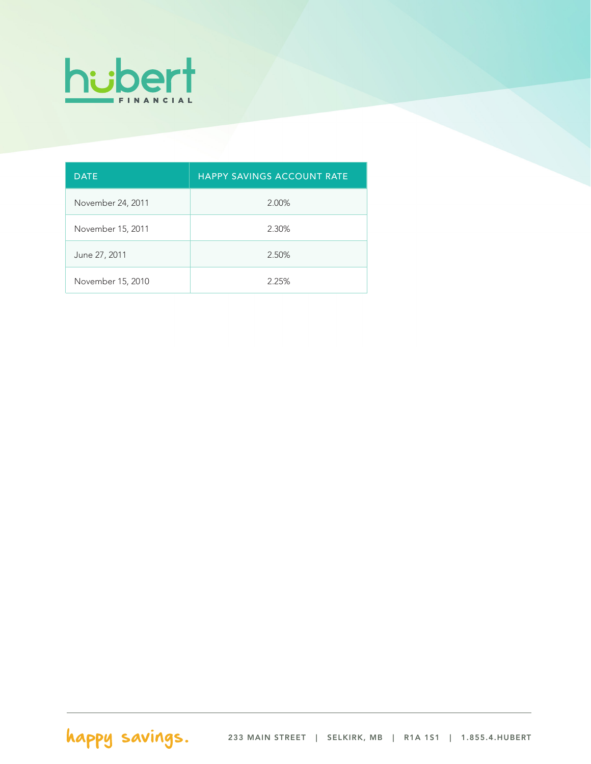| DATE | HAPPY SAVINGS ACCOUNT RATE |
|---|---|
| November 24, 2011 | 2.00% |
| November 15, 2011 | 2.30% |
| June 27, 2011 | 2.50% |
| November 15, 2010 | 2.25% |